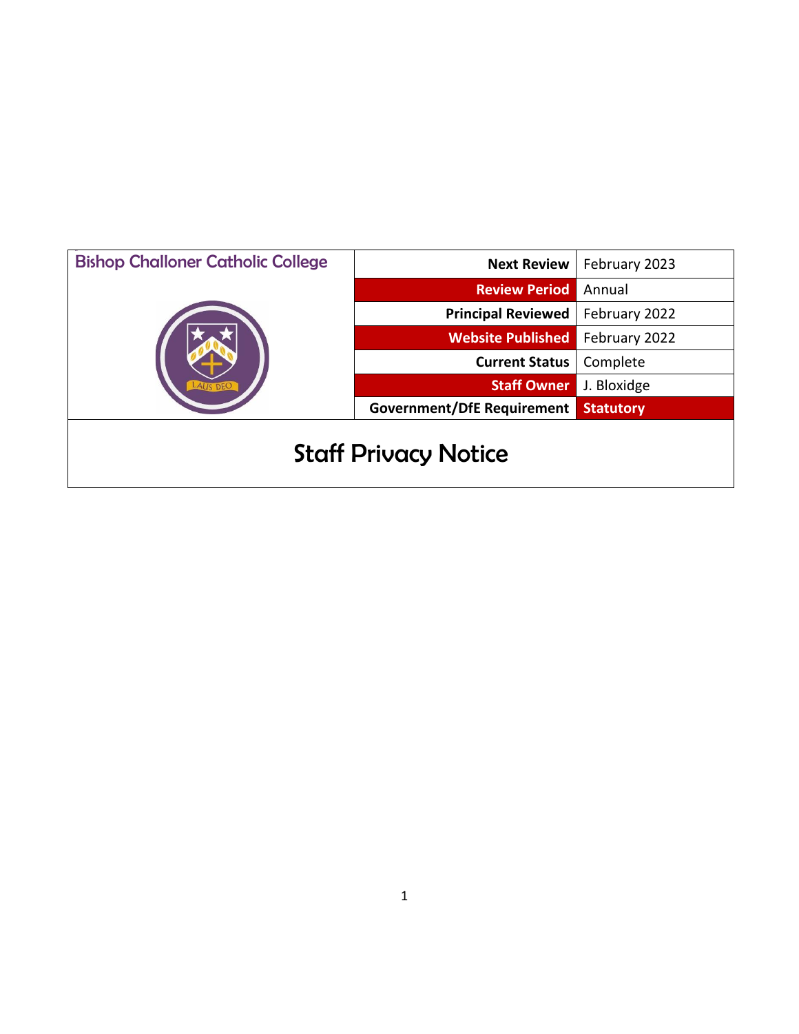| Bishop Challoner Catholic College | Next Review | February 2023 |
|---|---|---|
| | Review Period | Annual |
| | Principal Reviewed | February 2022 |
| | Website Published | February 2022 |
| | Current Status | Complete |
| | Staff Owner | J. Bloxidge |
| | Government/DfE Requirement | Statutory |

# Staff Privacy Notice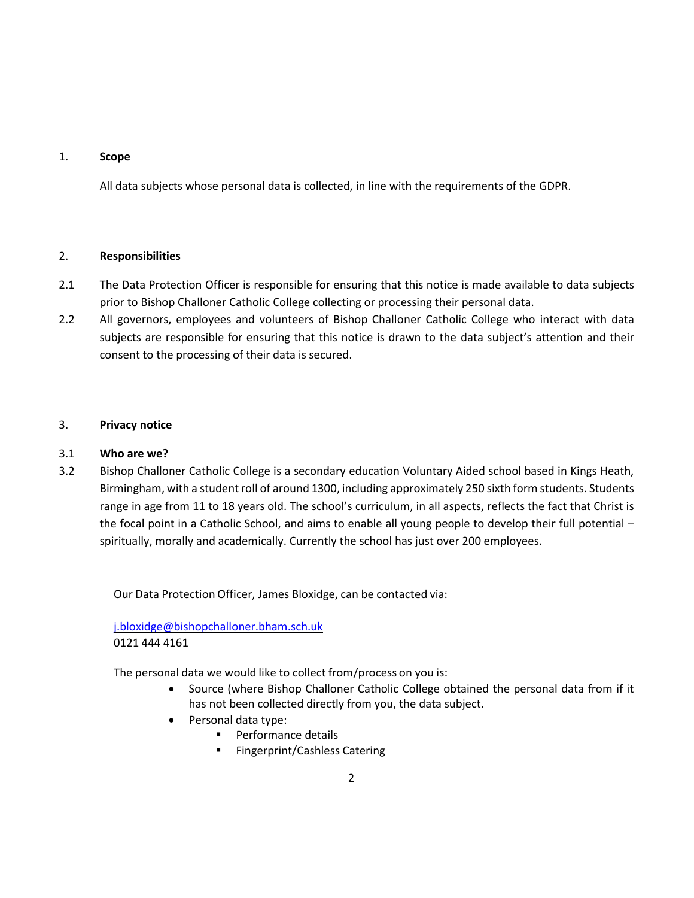1. **Scope**

All data subjects whose personal data is collected, in line with the requirements of the GDPR.

2. **Responsibilities**

2.1 The Data Protection Officer is responsible for ensuring that this notice is made available to data subjects prior to Bishop Challoner Catholic College collecting or processing their personal data.

2.2 All governors, employees and volunteers of Bishop Challoner Catholic College who interact with data subjects are responsible for ensuring that this notice is drawn to the data subject's attention and their consent to the processing of their data is secured.

3. **Privacy notice**

3.1 **Who are we?**

3.2 Bishop Challoner Catholic College is a secondary education Voluntary Aided school based in Kings Heath, Birmingham, with a student roll of around 1300, including approximately 250 sixth form students. Students range in age from 11 to 18 years old. The school's curriculum, in all aspects, reflects the fact that Christ is the focal point in a Catholic School, and aims to enable all young people to develop their full potential – spiritually, morally and academically. Currently the school has just over 200 employees.

Our Data Protection Officer, James Bloxidge, can be contacted via:

j.bloxidge@bishopchalloner.bham.sch.uk
0121 444 4161

The personal data we would like to collect from/process on you is:

- Source (where Bishop Challoner Catholic College obtained the personal data from if it has not been collected directly from you, the data subject.
- Personal data type:
  - Performance details
  - Fingerprint/Cashless Catering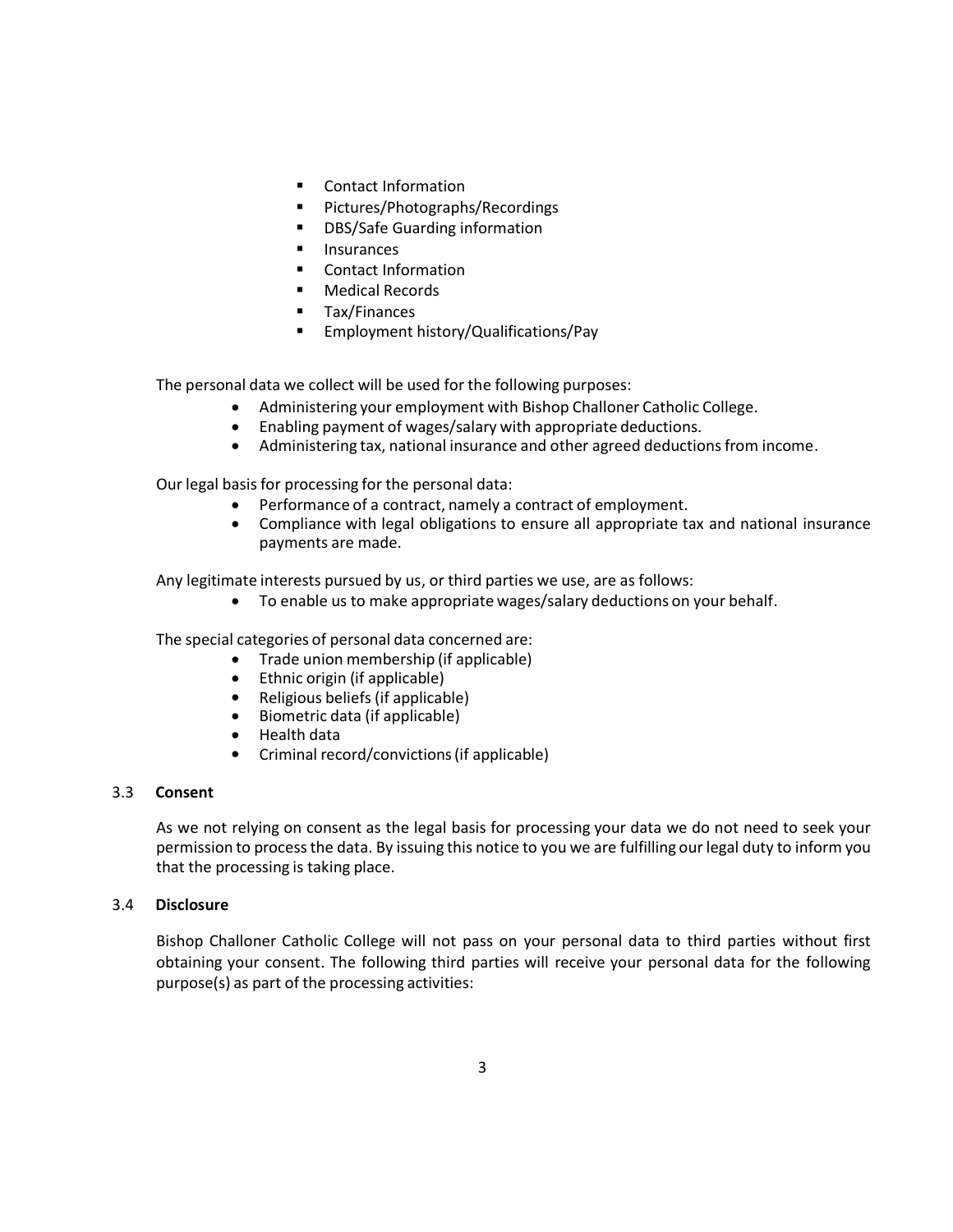- Contact Information
- Pictures/Photographs/Recordings
- DBS/Safe Guarding information
- Insurances
- Contact Information
- Medical Records
- Tax/Finances
- Employment history/Qualifications/Pay

The personal data we collect will be used for the following purposes:

- Administering your employment with Bishop Challoner Catholic College.
- Enabling payment of wages/salary with appropriate deductions.
- Administering tax, national insurance and other agreed deductions from income.

Our legal basis for processing for the personal data:

- Performance of a contract, namely a contract of employment.
- Compliance with legal obligations to ensure all appropriate tax and national insurance payments are made.

Any legitimate interests pursued by us, or third parties we use, are as follows:

- To enable us to make appropriate wages/salary deductions on your behalf.

The special categories of personal data concerned are:

- Trade union membership (if applicable)
- Ethnic origin (if applicable)
- Religious beliefs (if applicable)
- Biometric data (if applicable)
- Health data
- Criminal record/convictions (if applicable)

### 3.3 Consent

As we not relying on consent as the legal basis for processing your data we do not need to seek your permission to process the data. By issuing this notice to you we are fulfilling our legal duty to inform you that the processing is taking place.

### 3.4 Disclosure

Bishop Challoner Catholic College will not pass on your personal data to third parties without first obtaining your consent. The following third parties will receive your personal data for the following purpose(s) as part of the processing activities: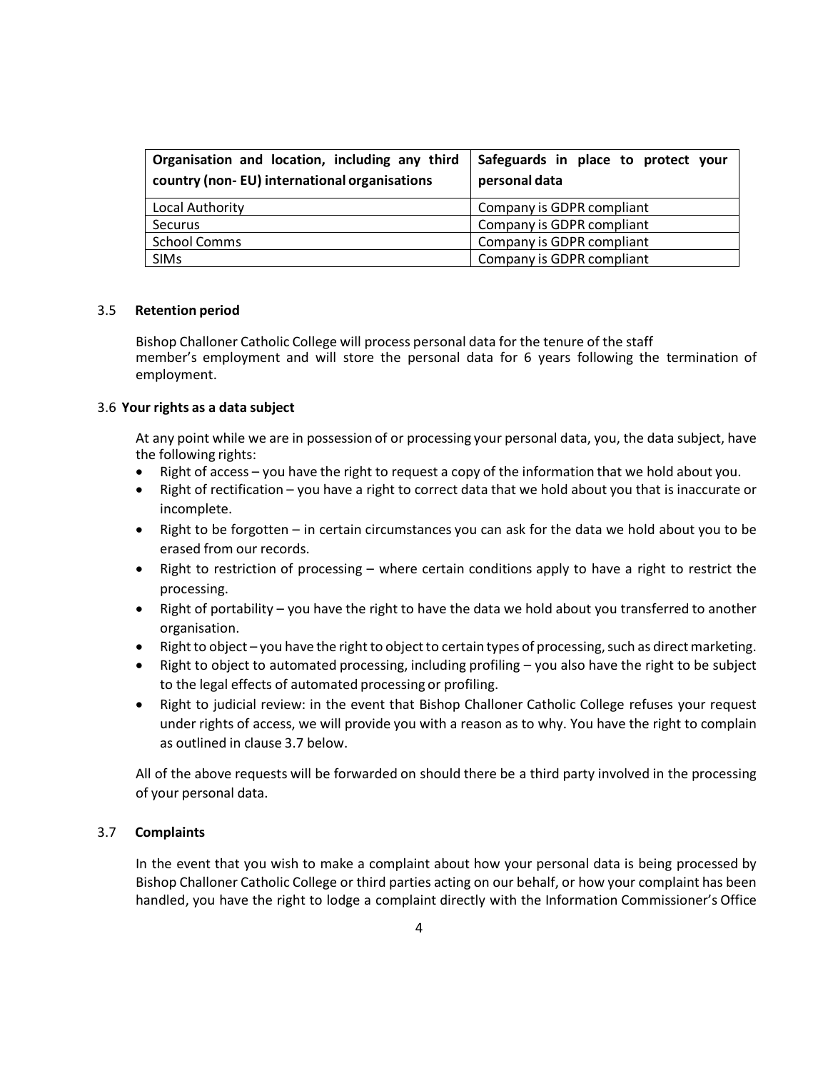| Organisation and location, including any third country (non- EU) international organisations | Safeguards in place to protect your personal data |
|---|---|
| Local Authority | Company is GDPR compliant |
| Securus | Company is GDPR compliant |
| School Comms | Company is GDPR compliant |
| SIMs | Company is GDPR compliant |

### 3.5 Retention period

Bishop Challoner Catholic College will process personal data for the tenure of the staff member's employment and will store the personal data for 6 years following the termination of employment.

### 3.6 Your rights as a data subject

At any point while we are in possession of or processing your personal data, you, the data subject, have the following rights:

- Right of access – you have the right to request a copy of the information that we hold about you.
- Right of rectification – you have a right to correct data that we hold about you that is inaccurate or incomplete.
- Right to be forgotten – in certain circumstances you can ask for the data we hold about you to be erased from our records.
- Right to restriction of processing – where certain conditions apply to have a right to restrict the processing.
- Right of portability – you have the right to have the data we hold about you transferred to another organisation.
- Right to object – you have the right to object to certain types of processing, such as direct marketing.
- Right to object to automated processing, including profiling – you also have the right to be subject to the legal effects of automated processing or profiling.
- Right to judicial review: in the event that Bishop Challoner Catholic College refuses your request under rights of access, we will provide you with a reason as to why. You have the right to complain as outlined in clause 3.7 below.

All of the above requests will be forwarded on should there be a third party involved in the processing of your personal data.

### 3.7 Complaints

In the event that you wish to make a complaint about how your personal data is being processed by Bishop Challoner Catholic College or third parties acting on our behalf, or how your complaint has been handled, you have the right to lodge a complaint directly with the Information Commissioner's Office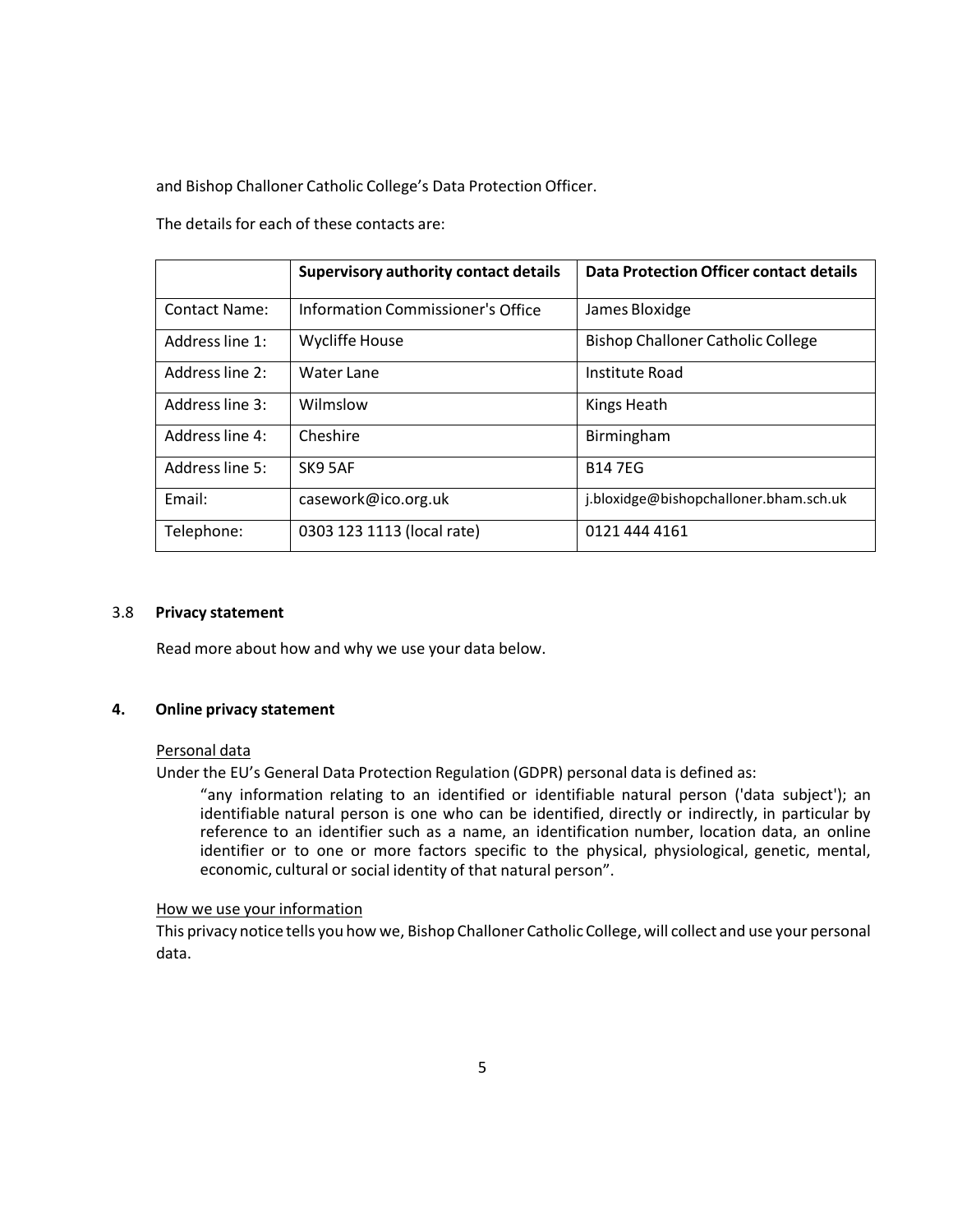and Bishop Challoner Catholic College's Data Protection Officer.

The details for each of these contacts are:

| | **Supervisory authority contact details** | **Data Protection Officer contact details** |
|---|---|---|
| Contact Name: | Information Commissioner's Office | James Bloxidge |
| Address line 1: | Wycliffe House | Bishop Challoner Catholic College |
| Address line 2: | Water Lane | Institute Road |
| Address line 3: | Wilmslow | Kings Heath |
| Address line 4: | Cheshire | Birmingham |
| Address line 5: | SK9 5AF | B14 7EG |
| Email: | casework@ico.org.uk | j.bloxidge@bishopchalloner.bham.sch.uk |
| Telephone: | 0303 123 1113 (local rate) | 0121 444 4161 |

### 3.8 Privacy statement

Read more about how and why we use your data below.

## 4. Online privacy statement

Personal data

Under the EU's General Data Protection Regulation (GDPR) personal data is defined as:

> "any information relating to an identified or identifiable natural person ('data subject'); an identifiable natural person is one who can be identified, directly or indirectly, in particular by reference to an identifier such as a name, an identification number, location data, an online identifier or to one or more factors specific to the physical, physiological, genetic, mental, economic, cultural or social identity of that natural person".

How we use your information

This privacy notice tells you how we, Bishop Challoner Catholic College, will collect and use your personal data.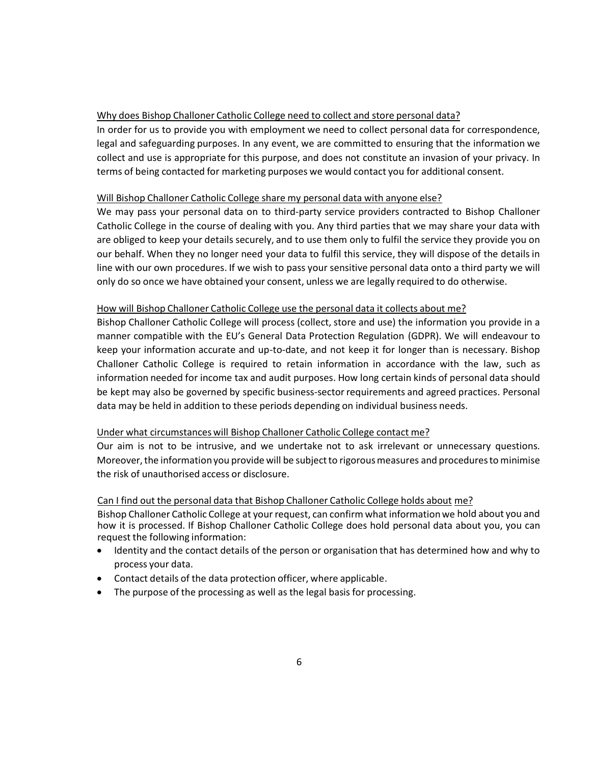### Why does Bishop Challoner Catholic College need to collect and store personal data?

In order for us to provide you with employment we need to collect personal data for correspondence, legal and safeguarding purposes. In any event, we are committed to ensuring that the information we collect and use is appropriate for this purpose, and does not constitute an invasion of your privacy. In terms of being contacted for marketing purposes we would contact you for additional consent.

### Will Bishop Challoner Catholic College share my personal data with anyone else?

We may pass your personal data on to third-party service providers contracted to Bishop Challoner Catholic College in the course of dealing with you. Any third parties that we may share your data with are obliged to keep your details securely, and to use them only to fulfil the service they provide you on our behalf. When they no longer need your data to fulfil this service, they will dispose of the details in line with our own procedures. If we wish to pass your sensitive personal data onto a third party we will only do so once we have obtained your consent, unless we are legally required to do otherwise.

### How will Bishop Challoner Catholic College use the personal data it collects about me?

Bishop Challoner Catholic College will process (collect, store and use) the information you provide in a manner compatible with the EU's General Data Protection Regulation (GDPR). We will endeavour to keep your information accurate and up-to-date, and not keep it for longer than is necessary. Bishop Challoner Catholic College is required to retain information in accordance with the law, such as information needed for income tax and audit purposes. How long certain kinds of personal data should be kept may also be governed by specific business-sector requirements and agreed practices. Personal data may be held in addition to these periods depending on individual business needs.

### Under what circumstances will Bishop Challoner Catholic College contact me?

Our aim is not to be intrusive, and we undertake not to ask irrelevant or unnecessary questions. Moreover, the information you provide will be subject to rigorous measures and procedures to minimise the risk of unauthorised access or disclosure.

### Can I find out the personal data that Bishop Challoner Catholic College holds about me?

Bishop Challoner Catholic College at your request, can confirm what information we hold about you and how it is processed. If Bishop Challoner Catholic College does hold personal data about you, you can request the following information:

- Identity and the contact details of the person or organisation that has determined how and why to process your data.
- Contact details of the data protection officer, where applicable.
- The purpose of the processing as well as the legal basis for processing.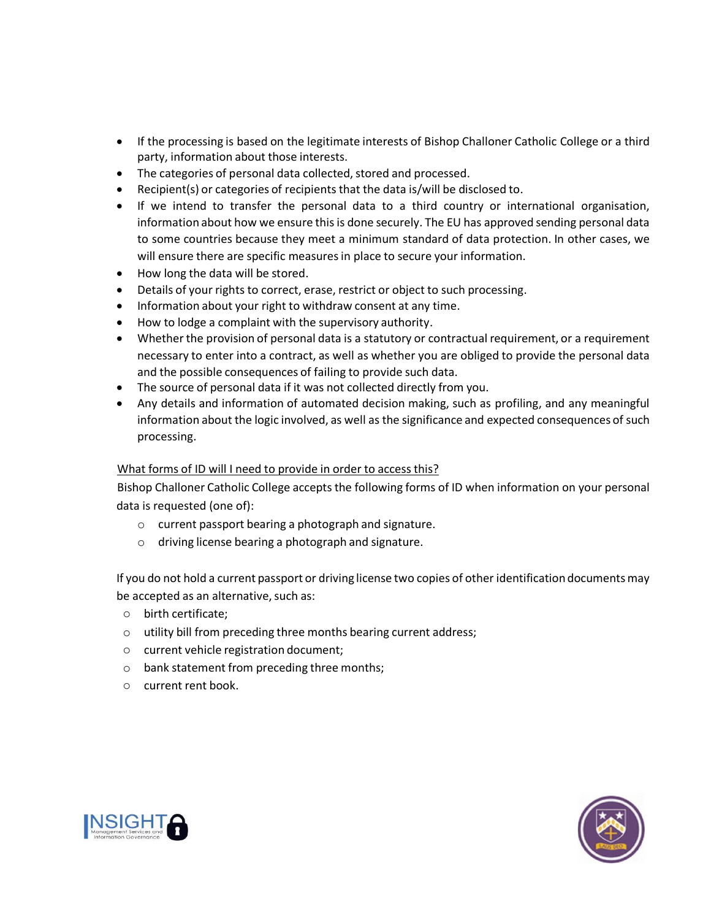- If the processing is based on the legitimate interests of Bishop Challoner Catholic College or a third party, information about those interests.
- The categories of personal data collected, stored and processed.
- Recipient(s) or categories of recipients that the data is/will be disclosed to.
- If we intend to transfer the personal data to a third country or international organisation, information about how we ensure this is done securely. The EU has approved sending personal data to some countries because they meet a minimum standard of data protection. In other cases, we will ensure there are specific measures in place to secure your information.
- How long the data will be stored.
- Details of your rights to correct, erase, restrict or object to such processing.
- Information about your right to withdraw consent at any time.
- How to lodge a complaint with the supervisory authority.
- Whether the provision of personal data is a statutory or contractual requirement, or a requirement necessary to enter into a contract, as well as whether you are obliged to provide the personal data and the possible consequences of failing to provide such data.
- The source of personal data if it was not collected directly from you.
- Any details and information of automated decision making, such as profiling, and any meaningful information about the logic involved, as well as the significance and expected consequences of such processing.

<u>What forms of ID will I need to provide in order to access this?</u>

Bishop Challoner Catholic College accepts the following forms of ID when information on your personal data is requested (one of):

- current passport bearing a photograph and signature.
- driving license bearing a photograph and signature.

If you do not hold a current passport or driving license two copies of other identification documents may be accepted as an alternative, such as:

- birth certificate;
- utility bill from preceding three months bearing current address;
- current vehicle registration document;
- bank statement from preceding three months;
- current rent book.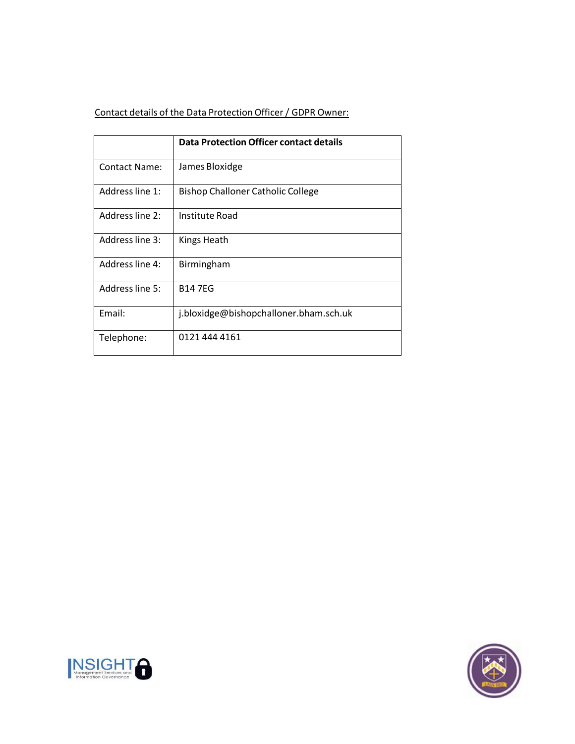Contact details of the Data Protection Officer / GDPR Owner:

| | **Data Protection Officer contact details** |
|---|---|
| Contact Name: | James Bloxidge |
| Address line 1: | Bishop Challoner Catholic College |
| Address line 2: | Institute Road |
| Address line 3: | Kings Heath |
| Address line 4: | Birmingham |
| Address line 5: | B14 7EG |
| Email: | j.bloxidge@bishopchalloner.bham.sch.uk |
| Telephone: | 0121 444 4161 |